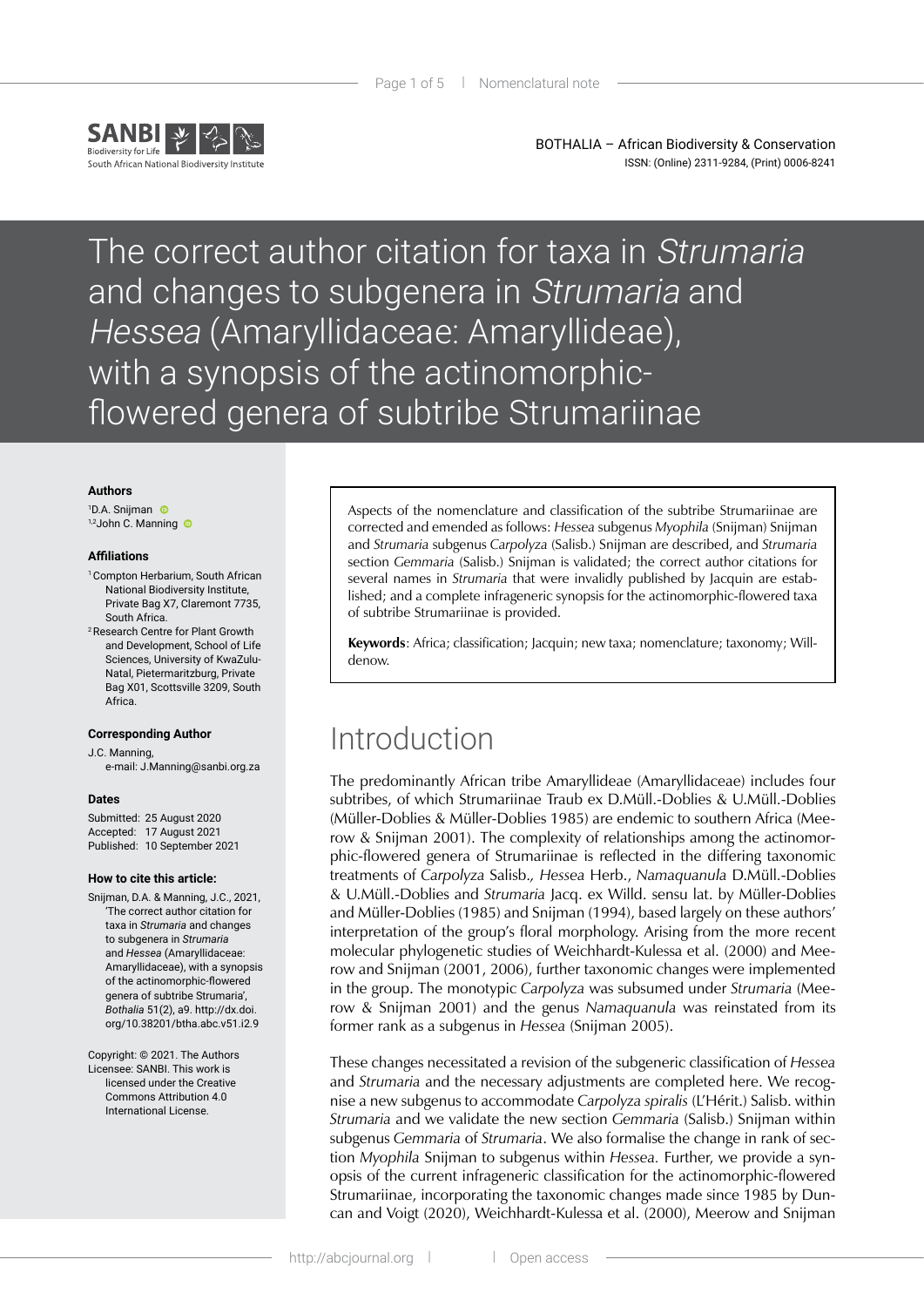# The correct author citation for taxa in *Strumaria* and changes to subgenera in *Strumaria* and *Hessea* (Amaryllidaceae: Amaryllideae), with a synopsis of the actinomorphic-flowered genera of subtribe Strumariinae

**Authors**

[1]D.A. Snijman
[1,2]John C. Manning

**Affiliations**

[1] Compton Herbarium, South African National Biodiversity Institute, Private Bag X7, Claremont 7735, South Africa.
[2] Research Centre for Plant Growth and Development, School of Life Sciences, University of KwaZulu-Natal, Pietermaritzburg, Private Bag X01, Scottsville 3209, South Africa.

**Corresponding Author**

J.C. Manning,
e-mail: J.Manning@sanbi.org.za

**Dates**

Submitted: 25 August 2020
Accepted: 17 August 2021
Published: 10 September 2021

**How to cite this article:**

Snijman, D.A. & Manning, J.C., 2021, 'The correct author citation for taxa in *Strumaria* and changes to subgenera in *Strumaria* and *Hessea* (Amaryllidaceae: Amaryllidaceae), with a synopsis of the actinomorphic-flowered genera of subtribe Strumaria', *Bothalia* 51(2), a9. http://dx.doi.org/10.38201/btha.abc.v51.i2.9

Copyright: © 2021. The Authors Licensee: SANBI. This work is licensed under the Creative Commons Attribution 4.0 International License.

Aspects of the nomenclature and classification of the subtribe Strumariinae are corrected and emended as follows: *Hessea* subgenus *Myophila* (Snijman) Snijman and *Strumaria* subgenus *Carpolyza* (Salisb.) Snijman are described, and *Strumaria* section *Gemmaria* (Salisb.) Snijman is validated; the correct author citations for several names in *Strumaria* that were invalidly published by Jacquin are established; and a complete infrageneric synopsis for the actinomorphic-flowered taxa of subtribe Strumariinae is provided.

**Keywords**: Africa; classification; Jacquin; new taxa; nomenclature; taxonomy; Willdenow.

## Introduction

The predominantly African tribe Amaryllideae (Amaryllidaceae) includes four subtribes, of which Strumariinae Traub ex D.Müll.-Doblies & U.Müll.-Doblies (Müller-Doblies & Müller-Doblies 1985) are endemic to southern Africa (Meerow & Snijman 2001). The complexity of relationships among the actinomorphic-flowered genera of Strumariinae is reflected in the differing taxonomic treatments of *Carpolyza* Salisb., *Hessea* Herb., *Namaquanula* D.Müll.-Doblies & U.Müll.-Doblies and *Strumaria* Jacq. ex Willd. sensu lat. by Müller-Doblies and Müller-Doblies (1985) and Snijman (1994), based largely on these authors' interpretation of the group's floral morphology. Arising from the more recent molecular phylogenetic studies of Weichhardt-Kulessa et al. (2000) and Meerow and Snijman (2001, 2006), further taxonomic changes were implemented in the group. The monotypic *Carpolyza* was subsumed under *Strumaria* (Meerow & Snijman 2001) and the genus *Namaquanula* was reinstated from its former rank as a subgenus in *Hessea* (Snijman 2005).

These changes necessitated a revision of the subgeneric classification of *Hessea* and *Strumaria* and the necessary adjustments are completed here. We recognise a new subgenus to accommodate *Carpolyza spiralis* (L'Hérit.) Salisb. within *Strumaria* and we validate the new section *Gemmaria* (Salisb.) Snijman within subgenus *Gemmaria* of *Strumaria*. We also formalise the change in rank of section *Myophila* Snijman to subgenus within *Hessea*. Further, we provide a synopsis of the current infrageneric classification for the actinomorphic-flowered Strumariinae, incorporating the taxonomic changes made since 1985 by Duncan and Voigt (2020), Weichhardt-Kulessa et al. (2000), Meerow and Snijman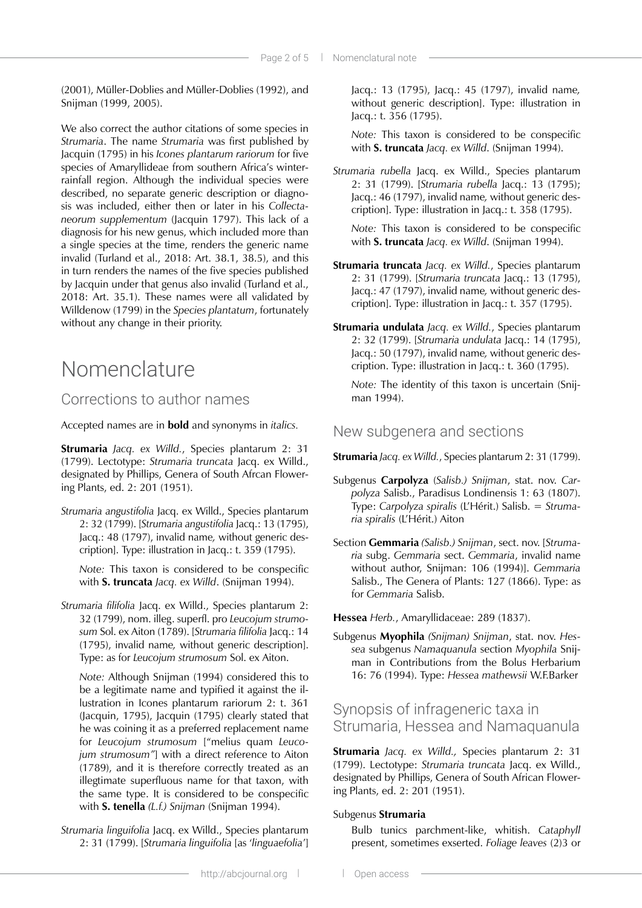(2001), Müller-Doblies and Müller-Doblies (1992), and Snijman (1999, 2005).

We also correct the author citations of some species in *Strumaria*. The name *Strumaria* was first published by Jacquin (1795) in his *Icones plantarum rariorum* for five species of Amaryllideae from southern Africa's winter-rainfall region. Although the individual species were described, no separate generic description or diagnosis was included, either then or later in his *Collectaneorum supplementum* (Jacquin 1797). This lack of a diagnosis for his new genus, which included more than a single species at the time, renders the generic name invalid (Turland et al., 2018: Art. 38.1, 38.5), and this in turn renders the names of the five species published by Jacquin under that genus also invalid (Turland et al., 2018: Art. 35.1). These names were all validated by Willdenow (1799) in the *Species plantatum*, fortunately without any change in their priority.

# Nomenclature

## Corrections to author names

Accepted names are in **bold** and synonyms in *italics.*

**Strumaria** *Jacq. ex Willd.*, Species plantarum 2: 31 (1799). Lectotype: *Strumaria truncata* Jacq. ex Willd., designated by Phillips, Genera of South Afrcan Flowering Plants, ed. 2: 201 (1951).

*Strumaria angustifolia* Jacq. ex Willd., Species plantarum 2: 32 (1799). [*Strumaria angustifolia* Jacq.: 13 (1795), Jacq.: 48 (1797), invalid name, without generic description]. Type: illustration in Jacq.: t. 359 (1795).

*Note:* This taxon is considered to be conspecific with **S. truncata** *Jacq. ex Willd*. (Snijman 1994).

*Strumaria filifolia* Jacq. ex Willd., Species plantarum 2: 32 (1799), nom. illeg. superfl. pro *Leucojum strumosum* Sol. ex Aiton (1789). [*Strumaria filifolia* Jacq.: 14 (1795), invalid name, without generic description]. Type: as for *Leucojum strumosum* Sol. ex Aiton.

*Note:* Although Snijman (1994) considered this to be a legitimate name and typified it against the illustration in Icones plantarum rariorum 2: t. 361 (Jacquin, 1795), Jacquin (1795) clearly stated that he was coining it as a preferred replacement name for *Leucojum strumosum* ["melius quam *Leucojum strumosum"*] with a direct reference to Aiton (1789), and it is therefore correctly treated as an illegitimate superfluous name for that taxon, with the same type. It is considered to be conspecific with **S. tenella** *(L.f.) Snijman* (Snijman 1994).

*Strumaria linguifolia* Jacq. ex Willd., Species plantarum 2: 31 (1799). [*Strumaria linguifolia* [as '*linguaefolia*'] Jacq.: 13 (1795), Jacq.: 45 (1797), invalid name, without generic description]. Type: illustration in Jacq.: t. 356 (1795).

*Note:* This taxon is considered to be conspecific with **S. truncata** *Jacq. ex Willd*. (Snijman 1994).

*Strumaria rubella* Jacq. ex Willd., Species plantarum 2: 31 (1799). [*Strumaria rubella* Jacq.: 13 (1795); Jacq.: 46 (1797), invalid name, without generic description]. Type: illustration in Jacq.: t. 358 (1795).

*Note:* This taxon is considered to be conspecific with **S. truncata** *Jacq. ex Willd*. (Snijman 1994).

**Strumaria truncata** *Jacq. ex Willd.*, Species plantarum 2: 31 (1799). [*Strumaria truncata* Jacq.: 13 (1795), Jacq.: 47 (1797), invalid name, without generic description]. Type: illustration in Jacq.: t. 357 (1795).

**Strumaria undulata** *Jacq. ex Willd.*, Species plantarum 2: 32 (1799). [*Strumaria undulata* Jacq.: 14 (1795), Jacq.: 50 (1797), invalid name, without generic description. Type: illustration in Jacq.: t. 360 (1795).

*Note:* The identity of this taxon is uncertain (Snijman 1994).

## New subgenera and sections

**Strumaria** *Jacq. ex Willd.*, Species plantarum 2: 31 (1799).

Subgenus **Carpolyza** (*Salisb.) Snijman*, stat. nov. *Carpolyza* Salisb., Paradisus Londinensis 1: 63 (1807). Type: *Carpolyza spiralis* (L'Hérit.) Salisb. = *Strumaria spiralis* (L'Hérit.) Aiton

Section **Gemmaria** *(Salisb.) Snijman*, sect. nov. [*Strumaria* subg. *Gemmaria* sect. *Gemmaria*, invalid name without author, Snijman: 106 (1994)]. *Gemmaria* Salisb., The Genera of Plants: 127 (1866). Type: as for *Gemmaria* Salisb.

**Hessea** *Herb.*, Amaryllidaceae: 289 (1837).

Subgenus **Myophila** *(Snijman) Snijman*, stat. nov. *Hessea* subgenus *Namaquanula* section *Myophila* Snijman in Contributions from the Bolus Herbarium 16: 76 (1994). Type: *Hessea mathewsii* W.F.Barker

## Synopsis of infrageneric taxa in Strumaria, Hessea and Namaquanula

**Strumaria** *Jacq. ex Willd.,* Species plantarum 2: 31 (1799). Lectotype: *Strumaria truncata* Jacq. ex Willd., designated by Phillips, Genera of South African Flowering Plants, ed. 2: 201 (1951).

### Subgenus **Strumaria**

Bulb tunics parchment-like, whitish. *Cataphyll* present, sometimes exserted. *Foliage leaves* (2)3 or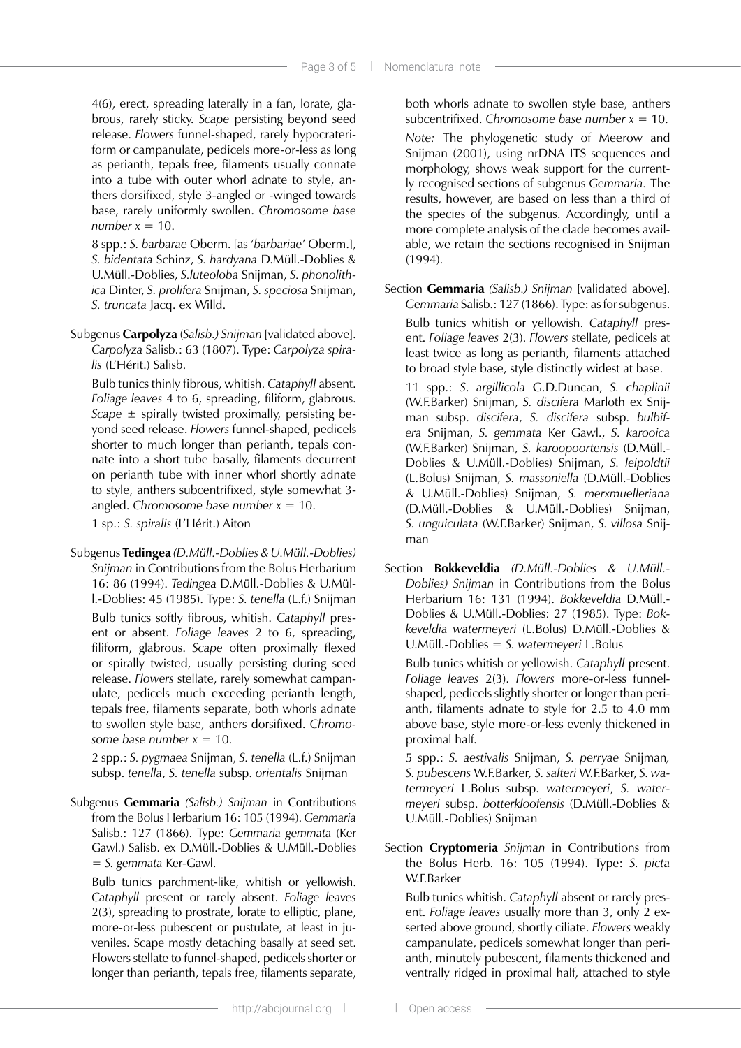4(6), erect, spreading laterally in a fan, lorate, glabrous, rarely sticky. *Scape* persisting beyond seed release. *Flowers* funnel-shaped, rarely hypocrateriform or campanulate, pedicels more-or-less as long as perianth, tepals free, filaments usually connate into a tube with outer whorl adnate to style, anthers dorsifixed, style 3-angled or -winged towards base, rarely uniformly swollen. *Chromosome base number* $x = 10$.

8 spp.: *S. barbarae* Oberm. [as '*barbariae*' Oberm.], *S. bidentata* Schinz, *S. hardyana* D.Müll.-Doblies & U.Müll.-Doblies, *S.luteoloba* Snijman, *S. phonolithica* Dinter, *S. prolifera* Snijman, *S. speciosa* Snijman, *S. truncata* Jacq. ex Willd.

Subgenus **Carpolyza** (*Salisb.) Snijman* [validated above]. *Carpolyza* Salisb.: 63 (1807). Type: *Carpolyza spiralis* (L'Hérit.) Salisb.

Bulb tunics thinly fibrous, whitish. *Cataphyll* absent. *Foliage leaves* 4 to 6, spreading, filiform, glabrous. *Scape* ± spirally twisted proximally, persisting beyond seed release. *Flowers* funnel-shaped, pedicels shorter to much longer than perianth, tepals connate into a short tube basally, filaments decurrent on perianth tube with inner whorl shortly adnate to style, anthers subcentrifixed, style somewhat 3-angled. *Chromosome base number* $x = 10$.

1 sp.: *S. spiralis* (L'Hérit.) Aiton

Subgenus **Tedingea** *(D.Müll.-Doblies & U.Müll.-Doblies) Snijman* in Contributions from the Bolus Herbarium 16: 86 (1994). *Tedingea* D.Müll.-Doblies & U.Müll.-Doblies: 45 (1985). Type: *S. tenella* (L.f.) Snijman

Bulb tunics softly fibrous, whitish. *Cataphyll* present or absent. *Foliage leaves* 2 to 6, spreading, filiform, glabrous. *Scape* often proximally flexed or spirally twisted, usually persisting during seed release. *Flowers* stellate, rarely somewhat campanulate, pedicels much exceeding perianth length, tepals free, filaments separate, both whorls adnate to swollen style base, anthers dorsifixed. *Chromosome base number* $x = 10$.

2 spp.: *S. pygmaea* Snijman, *S. tenella* (L.f.) Snijman subsp. *tenella*, *S. tenella* subsp. *orientalis* Snijman

Subgenus **Gemmaria** *(Salisb.) Snijman* in Contributions from the Bolus Herbarium 16: 105 (1994). *Gemmaria* Salisb.: 127 (1866). Type: *Gemmaria gemmata* (Ker Gawl.) Salisb. ex D.Müll.-Doblies & U.Müll.-Doblies = *S. gemmata* Ker-Gawl.

Bulb tunics parchment-like, whitish or yellowish. *Cataphyll* present or rarely absent. *Foliage leaves* 2(3), spreading to prostrate, lorate to elliptic, plane, more-or-less pubescent or pustulate, at least in juveniles. Scape mostly detaching basally at seed set. Flowers stellate to funnel-shaped, pedicels shorter or longer than perianth, tepals free, filaments separate, both whorls adnate to swollen style base, anthers subcentrifixed. *Chromosome base number* $x = 10$.

*Note:* The phylogenetic study of Meerow and Snijman (2001), using nrDNA ITS sequences and morphology, shows weak support for the currently recognised sections of subgenus *Gemmaria.* The results, however, are based on less than a third of the species of the subgenus. Accordingly, until a more complete analysis of the clade becomes available, we retain the sections recognised in Snijman (1994).

Section **Gemmaria** *(Salisb.) Snijman* [validated above]. *Gemmaria* Salisb.: 127 (1866). Type: as for subgenus.

Bulb tunics whitish or yellowish. *Cataphyll* present. *Foliage leaves* 2(3). *Flowers* stellate, pedicels at least twice as long as perianth, filaments attached to broad style base, style distinctly widest at base.

11 spp.: *S. argillicola* G.D.Duncan, *S. chaplinii* (W.F.Barker) Snijman, *S. discifera* Marloth ex Snijman subsp. *discifera*, *S. discifera* subsp. *bulbifera* Snijman, *S. gemmata* Ker Gawl., *S. karooica* (W.F.Barker) Snijman, *S. karoopoortensis* (D.Müll.-Doblies & U.Müll.-Doblies) Snijman, *S. leipoldtii* (L.Bolus) Snijman, *S. massoniella* (D.Müll.-Doblies & U.Müll.-Doblies) Snijman, *S. merxmuelleriana* (D.Müll.-Doblies & U.Müll.-Doblies) Snijman, *S. unguiculata* (W.F.Barker) Snijman, *S. villosa* Snijman

Section **Bokkeveldia** *(D.Müll.-Doblies & U.Müll.-Doblies) Snijman* in Contributions from the Bolus Herbarium 16: 131 (1994). *Bokkeveldia* D.Müll.-Doblies & U.Müll.-Doblies: 27 (1985). Type: *Bokkeveldia watermeyeri* (L.Bolus) D.Müll.-Doblies & U.Müll.-Doblies = *S. watermeyeri* L.Bolus

Bulb tunics whitish or yellowish. *Cataphyll* present. *Foliage leaves* 2(3). *Flowers* more-or-less funnel-shaped, pedicels slightly shorter or longer than perianth, filaments adnate to style for 2.5 to 4.0 mm above base, style more-or-less evenly thickened in proximal half.

5 spp.: *S. aestivalis* Snijman, *S. perryae* Snijman*, S. pubescens* W.F.Barker*, S. salteri* W.F.Barker, *S. watermeyeri* L.Bolus subsp. *watermeyeri*, *S. watermeyeri* subsp. *botterkloofensis* (D.Müll.-Doblies & U.Müll.-Doblies) Snijman

Section **Cryptomeria** *Snijman* in Contributions from the Bolus Herb. 16: 105 (1994). Type: *S. picta* W.F.Barker

Bulb tunics whitish. *Cataphyll* absent or rarely present. *Foliage leaves* usually more than 3, only 2 exserted above ground, shortly ciliate. *Flowers* weakly campanulate, pedicels somewhat longer than perianth, minutely pubescent, filaments thickened and ventrally ridged in proximal half, attached to style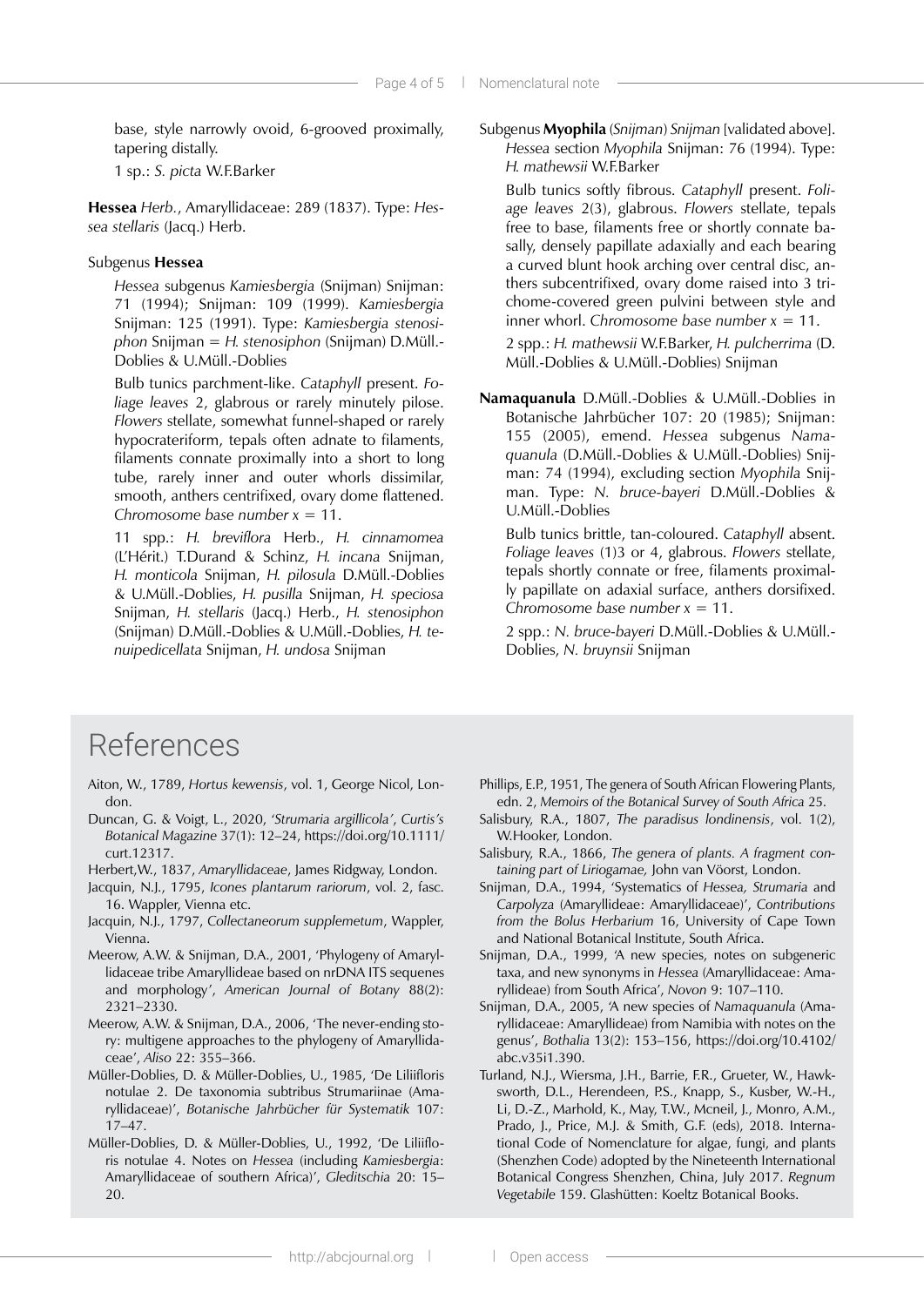base, style narrowly ovoid, 6-grooved proximally, tapering distally.

1 sp.: *S. picta* W.F.Barker

**Hessea** *Herb.*, Amaryllidaceae: 289 (1837). Type: *Hessea stellaris* (Jacq.) Herb.

Subgenus **Hessea**

*Hessea* subgenus *Kamiesbergia* (Snijman) Snijman: 71 (1994); Snijman: 109 (1999). *Kamiesbergia* Snijman: 125 (1991). Type: *Kamiesbergia stenosiphon* Snijman = *H. stenosiphon* (Snijman) D.Müll.-Doblies & U.Müll.-Doblies

Bulb tunics parchment-like. *Cataphyll* present. *Foliage leaves* 2, glabrous or rarely minutely pilose. *Flowers* stellate, somewhat funnel-shaped or rarely hypocrateriform, tepals often adnate to filaments, filaments connate proximally into a short to long tube, rarely inner and outer whorls dissimilar, smooth, anthers centrifixed, ovary dome flattened. *Chromosome base number x* = 11.

11 spp.: *H. breviflora* Herb., *H. cinnamomea* (L'Hérit.) T.Durand & Schinz, *H. incana* Snijman, *H. monticola* Snijman, *H. pilosula* D.Müll.-Doblies & U.Müll.-Doblies, *H. pusilla* Snijman, *H. speciosa* Snijman, *H. stellaris* (Jacq.) Herb., *H. stenosiphon* (Snijman) D.Müll.-Doblies & U.Müll.-Doblies, *H. tenuipedicellata* Snijman, *H. undosa* Snijman

Subgenus **Myophila** (*Snijman*) *Snijman* [validated above]. *Hessea* section *Myophila* Snijman: 76 (1994). Type: *H. mathewsii* W.F.Barker

Bulb tunics softly fibrous. *Cataphyll* present. *Foliage leaves* 2(3), glabrous. *Flowers* stellate, tepals free to base, filaments free or shortly connate basally, densely papillate adaxially and each bearing a curved blunt hook arching over central disc, anthers subcentrifixed, ovary dome raised into 3 trichome-covered green pulvini between style and inner whorl. *Chromosome base number x* = 11.

2 spp.: *H. mathewsii* W.F.Barker, *H. pulcherrima* (D. Müll.-Doblies & U.Müll.-Doblies) Snijman

**Namaquanula** D.Müll.-Doblies & U.Müll.-Doblies in Botanische Jahrbücher 107: 20 (1985); Snijman: 155 (2005), emend. *Hessea* subgenus *Namaquanula* (D.Müll.-Doblies & U.Müll.-Doblies) Snijman: 74 (1994), excluding section *Myophila* Snijman. Type: *N. bruce-bayeri* D.Müll.-Doblies & U.Müll.-Doblies

Bulb tunics brittle, tan-coloured. *Cataphyll* absent. *Foliage leaves* (1)3 or 4, glabrous. *Flowers* stellate, tepals shortly connate or free, filaments proximally papillate on adaxial surface, anthers dorsifixed. *Chromosome base number x* = 11.

2 spp.: *N. bruce-bayeri* D.Müll.-Doblies & U.Müll.-Doblies, *N. bruynsii* Snijman

# References

Aiton, W., 1789, *Hortus kewensis*, vol. 1, George Nicol, London.

Duncan, G. & Voigt, L., 2020, '*Strumaria argillicola*', *Curtis's Botanical Magazine* 37(1): 12–24, https://doi.org/10.1111/curt.12317.

Herbert,W., 1837, *Amaryllidaceae*, James Ridgway, London.

Jacquin, N.J., 1795, *Icones plantarum rariorum*, vol. 2, fasc. 16. Wappler, Vienna etc.

Jacquin, N.J., 1797, *Collectaneorum supplemetum*, Wappler, Vienna.

Meerow, A.W. & Snijman, D.A., 2001, 'Phylogeny of Amaryllidaceae tribe Amaryllideae based on nrDNA ITS sequenes and morphology', *American Journal of Botany* 88(2): 2321–2330.

Meerow, A.W. & Snijman, D.A., 2006, 'The never-ending story: multigene approaches to the phylogeny of Amaryllidaceae', *Aliso* 22: 355–366.

Müller-Doblies, D. & Müller-Doblies, U., 1985, 'De Liliifloris notulae 2. De taxonomia subtribus Strumariinae (Amaryllidaceae)', *Botanische Jahrbücher für Systematik* 107: 17–47.

Müller-Doblies, D. & Müller-Doblies, U., 1992, 'De Liliifloris notulae 4. Notes on *Hessea* (including *Kamiesbergia*: Amaryllidaceae of southern Africa)', *Gleditschia* 20: 15–20.

Phillips, E.P., 1951, The genera of South African Flowering Plants, edn. 2, *Memoirs of the Botanical Survey of South Africa* 25.

Salisbury, R.A., 1807, *The paradisus londinensis*, vol. 1(2), W.Hooker, London.

Salisbury, R.A., 1866, *The genera of plants. A fragment containing part of Liriogamae,* John van Vöorst, London.

Snijman, D.A., 1994, 'Systematics of *Hessea, Strumaria* and *Carpolyza* (Amaryllideae: Amaryllidaceae)', *Contributions from the Bolus Herbarium* 16, University of Cape Town and National Botanical Institute, South Africa.

Snijman, D.A., 1999, 'A new species, notes on subgeneric taxa, and new synonyms in *Hessea* (Amaryllidaceae: Amaryllideae) from South Africa', *Novon* 9: 107–110.

Snijman, D.A., 2005, 'A new species of *Namaquanula* (Amaryllidaceae: Amaryllideae) from Namibia with notes on the genus', *Bothalia* 13(2): 153–156, https://doi.org/10.4102/abc.v35i1.390.

Turland, N.J., Wiersma, J.H., Barrie, F.R., Grueter, W., Hawksworth, D.L., Herendeen, P.S., Knapp, S., Kusber, W.-H., Li, D.-Z., Marhold, K., May, T.W., Mcneil, J., Monro, A.M., Prado, J., Price, M.J. & Smith, G.F. (eds), 2018. International Code of Nomenclature for algae, fungi, and plants (Shenzhen Code) adopted by the Nineteenth International Botanical Congress Shenzhen, China, July 2017. *Regnum Vegetabile* 159. Glashütten: Koeltz Botanical Books.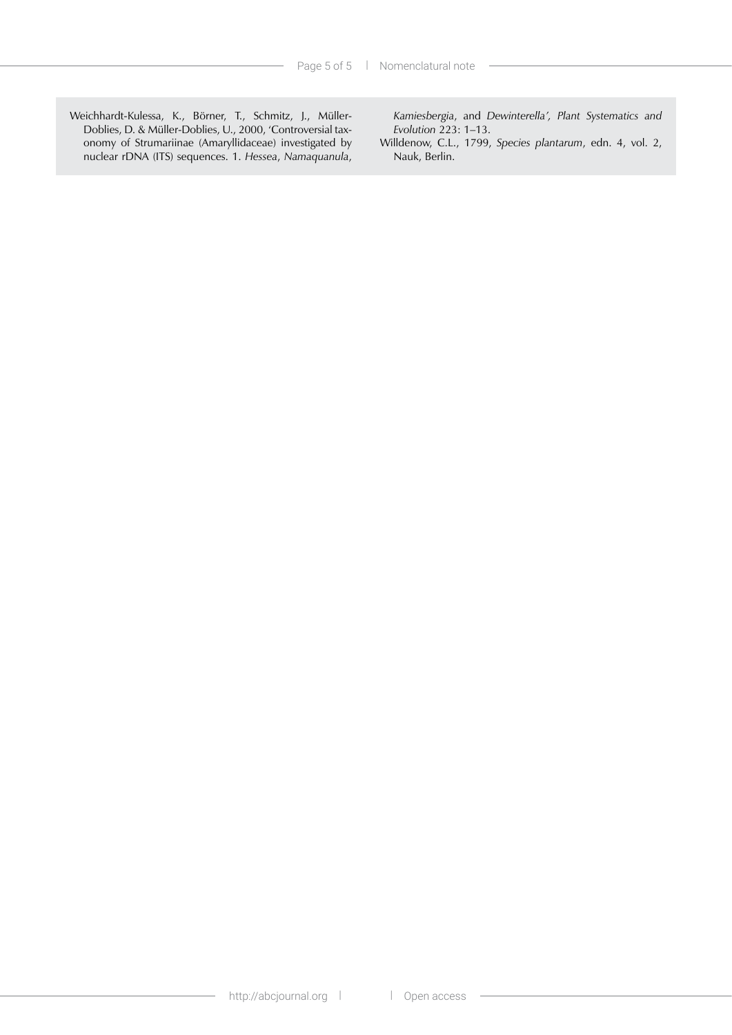Weichhardt-Kulessa, K., Börner, T., Schmitz, J., Müller-Doblies, D. & Müller-Doblies, U., 2000, 'Controversial taxonomy of Strumariinae (Amaryllidaceae) investigated by nuclear rDNA (ITS) sequences. 1. *Hessea*, *Namaquanula*, *Kamiesbergia*, and *Dewinterella*', *Plant Systematics and Evolution* 223: 1–13.

Willdenow, C.L., 1799, *Species plantarum*, edn. 4, vol. 2, Nauk, Berlin.